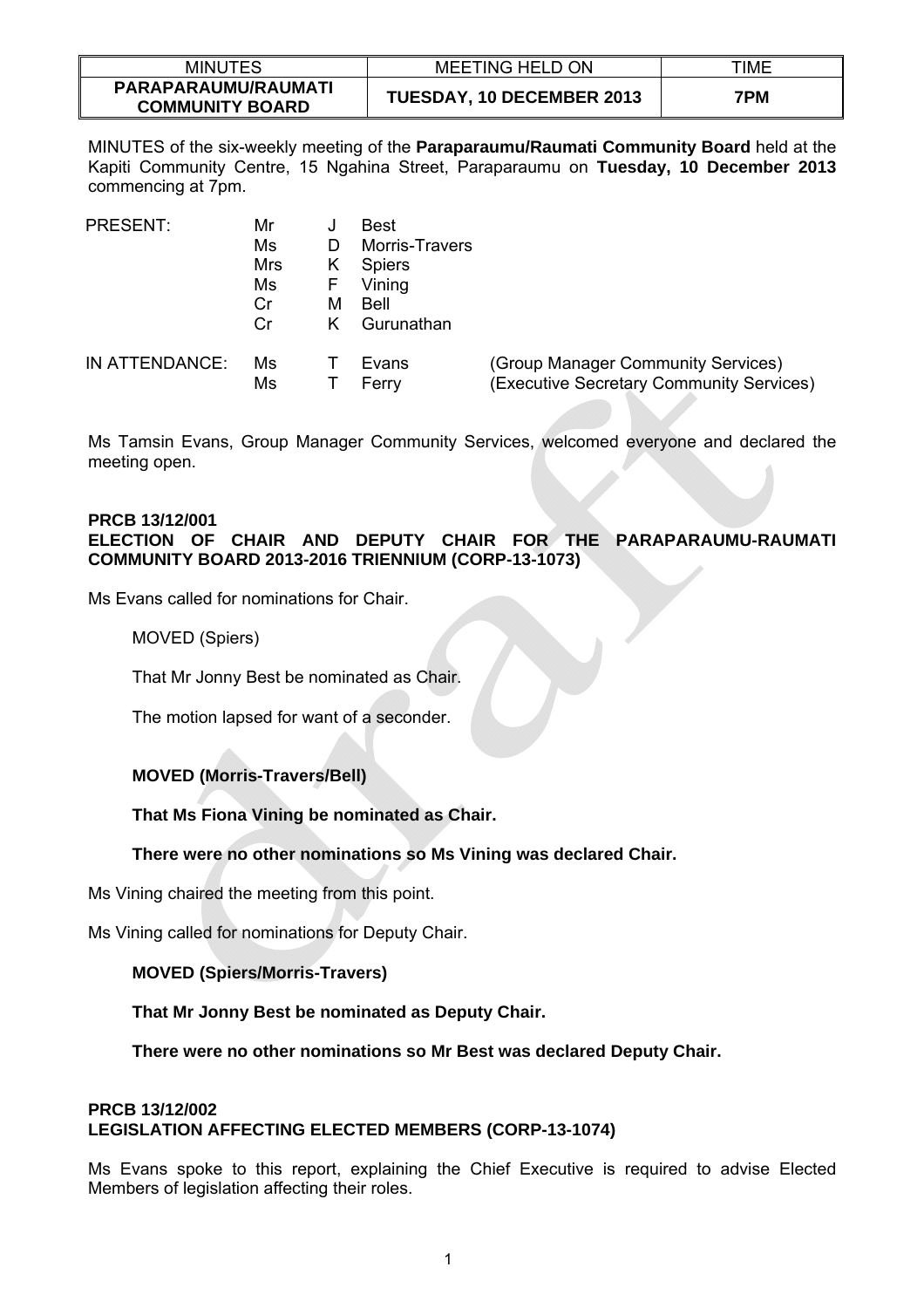| MINUTES | MEETING HELD ON | TIME |
|---|---|---|
| **PARAPARAUMU/RAUMATI COMMUNITY BOARD** | **TUESDAY, 10 DECEMBER 2013** | **7PM** |

MINUTES of the six-weekly meeting of the **Paraparaumu/Raumati Community Board** held at the Kapiti Community Centre, 15 Ngahina Street, Paraparaumu on **Tuesday, 10 December 2013** commencing at 7pm.

| | | | | |
|---|---|---|---|---|
| PRESENT: | Mr | J | Best | |
| | Ms | D | Morris-Travers | |
| | Mrs | K | Spiers | |
| | Ms | F | Vining | |
| | Cr | M | Bell | |
| | Cr | K | Gurunathan | |
| IN ATTENDANCE: | Ms | T | Evans | (Group Manager Community Services) |
| | Ms | T | Ferry | (Executive Secretary Community Services) |

Ms Tamsin Evans, Group Manager Community Services, welcomed everyone and declared the meeting open.

**PRCB 13/12/001**
**ELECTION OF CHAIR AND DEPUTY CHAIR FOR THE PARAPARAUMU-RAUMATI COMMUNITY BOARD 2013-2016 TRIENNIUM (CORP-13-1073)**

Ms Evans called for nominations for Chair.

MOVED (Spiers)

That Mr Jonny Best be nominated as Chair.

The motion lapsed for want of a seconder.

**MOVED (Morris-Travers/Bell)**

**That Ms Fiona Vining be nominated as Chair.**

**There were no other nominations so Ms Vining was declared Chair.**

Ms Vining chaired the meeting from this point.

Ms Vining called for nominations for Deputy Chair.

**MOVED (Spiers/Morris-Travers)**

**That Mr Jonny Best be nominated as Deputy Chair.**

**There were no other nominations so Mr Best was declared Deputy Chair.**

**PRCB 13/12/002**
**LEGISLATION AFFECTING ELECTED MEMBERS (CORP-13-1074)**

Ms Evans spoke to this report, explaining the Chief Executive is required to advise Elected Members of legislation affecting their roles.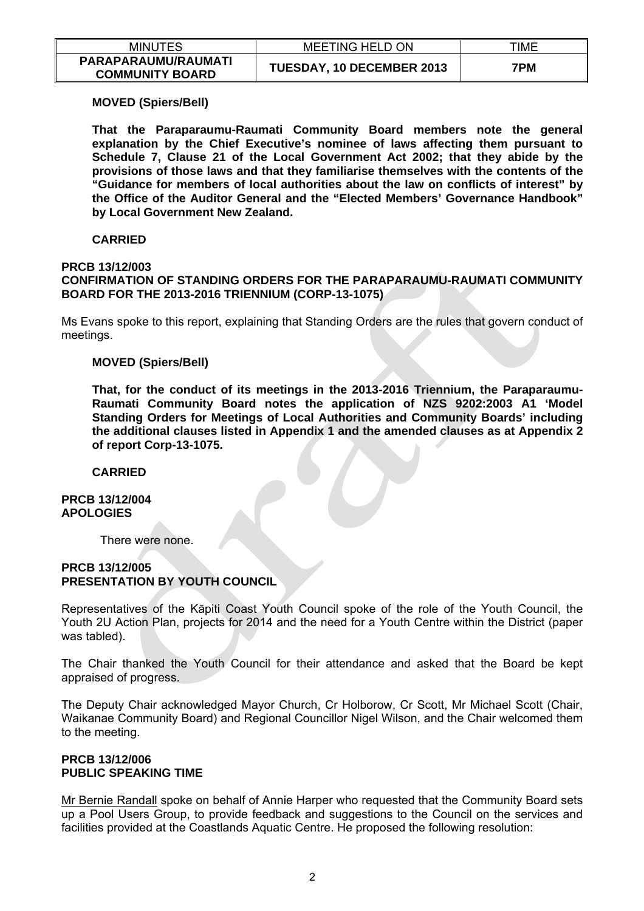**MOVED (Spiers/Bell)**

**That the Paraparaumu-Raumati Community Board members note the general explanation by the Chief Executive's nominee of laws affecting them pursuant to Schedule 7, Clause 21 of the Local Government Act 2002; that they abide by the provisions of those laws and that they familiarise themselves with the contents of the "Guidance for members of local authorities about the law on conflicts of interest" by the Office of the Auditor General and the "Elected Members' Governance Handbook" by Local Government New Zealand.**

**CARRIED**

**PRCB 13/12/003**
**CONFIRMATION OF STANDING ORDERS FOR THE PARAPARAUMU-RAUMATI COMMUNITY BOARD FOR THE 2013-2016 TRIENNIUM (CORP-13-1075)**

Ms Evans spoke to this report, explaining that Standing Orders are the rules that govern conduct of meetings.

**MOVED (Spiers/Bell)**

**That, for the conduct of its meetings in the 2013-2016 Triennium, the Paraparaumu-Raumati Community Board notes the application of NZS 9202:2003 A1 'Model Standing Orders for Meetings of Local Authorities and Community Boards' including the additional clauses listed in Appendix 1 and the amended clauses as at Appendix 2 of report Corp-13-1075.**

**CARRIED**

**PRCB 13/12/004**
**APOLOGIES**

There were none.

**PRCB 13/12/005**
**PRESENTATION BY YOUTH COUNCIL**

Representatives of the Kāpiti Coast Youth Council spoke of the role of the Youth Council, the Youth 2U Action Plan, projects for 2014 and the need for a Youth Centre within the District (paper was tabled).

The Chair thanked the Youth Council for their attendance and asked that the Board be kept appraised of progress.

The Deputy Chair acknowledged Mayor Church, Cr Holborow, Cr Scott, Mr Michael Scott (Chair, Waikanae Community Board) and Regional Councillor Nigel Wilson, and the Chair welcomed them to the meeting.

**PRCB 13/12/006**
**PUBLIC SPEAKING TIME**

Mr Bernie Randall spoke on behalf of Annie Harper who requested that the Community Board sets up a Pool Users Group, to provide feedback and suggestions to the Council on the services and facilities provided at the Coastlands Aquatic Centre. He proposed the following resolution: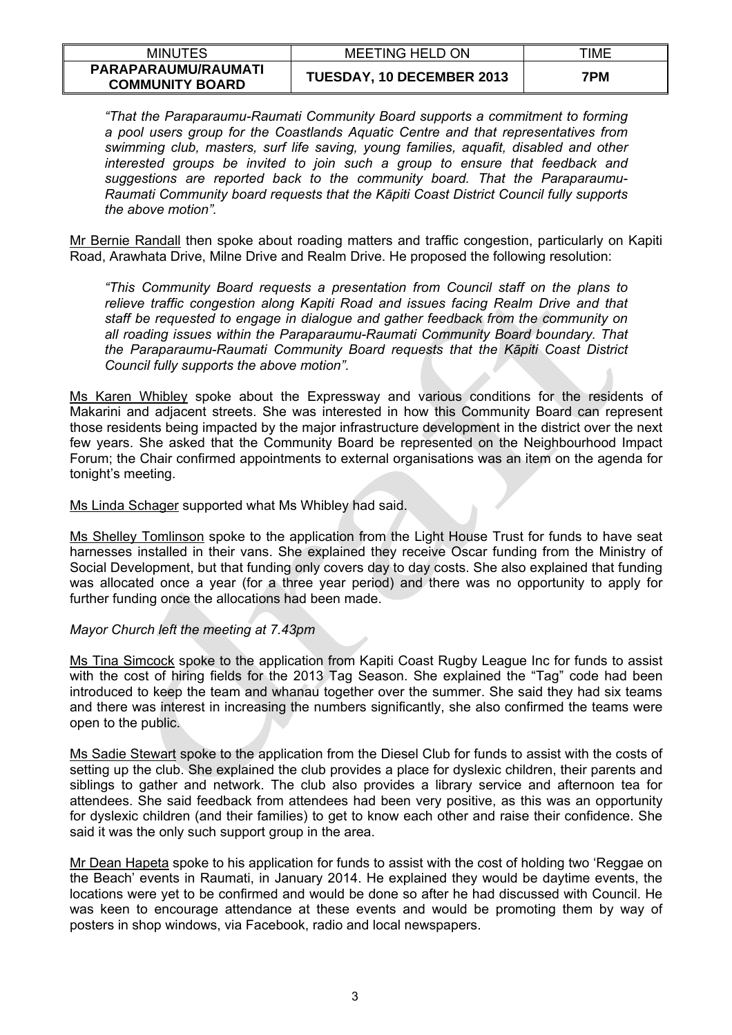*"That the Paraparaumu-Raumati Community Board supports a commitment to forming a pool users group for the Coastlands Aquatic Centre and that representatives from swimming club, masters, surf life saving, young families, aquafit, disabled and other interested groups be invited to join such a group to ensure that feedback and suggestions are reported back to the community board. That the Paraparaumu-Raumati Community board requests that the Kāpiti Coast District Council fully supports the above motion".*

Mr Bernie Randall then spoke about roading matters and traffic congestion, particularly on Kapiti Road, Arawhata Drive, Milne Drive and Realm Drive. He proposed the following resolution:

*"This Community Board requests a presentation from Council staff on the plans to relieve traffic congestion along Kapiti Road and issues facing Realm Drive and that staff be requested to engage in dialogue and gather feedback from the community on all roading issues within the Paraparaumu-Raumati Community Board boundary. That the Paraparaumu-Raumati Community Board requests that the Kāpiti Coast District Council fully supports the above motion".*

Ms Karen Whibley spoke about the Expressway and various conditions for the residents of Makarini and adjacent streets. She was interested in how this Community Board can represent those residents being impacted by the major infrastructure development in the district over the next few years. She asked that the Community Board be represented on the Neighbourhood Impact Forum; the Chair confirmed appointments to external organisations was an item on the agenda for tonight's meeting.

Ms Linda Schager supported what Ms Whibley had said.

Ms Shelley Tomlinson spoke to the application from the Light House Trust for funds to have seat harnesses installed in their vans. She explained they receive Oscar funding from the Ministry of Social Development, but that funding only covers day to day costs. She also explained that funding was allocated once a year (for a three year period) and there was no opportunity to apply for further funding once the allocations had been made.

*Mayor Church left the meeting at 7.43pm*

Ms Tina Simcock spoke to the application from Kapiti Coast Rugby League Inc for funds to assist with the cost of hiring fields for the 2013 Tag Season. She explained the "Tag" code had been introduced to keep the team and whanau together over the summer. She said they had six teams and there was interest in increasing the numbers significantly, she also confirmed the teams were open to the public.

Ms Sadie Stewart spoke to the application from the Diesel Club for funds to assist with the costs of setting up the club. She explained the club provides a place for dyslexic children, their parents and siblings to gather and network. The club also provides a library service and afternoon tea for attendees. She said feedback from attendees had been very positive, as this was an opportunity for dyslexic children (and their families) to get to know each other and raise their confidence. She said it was the only such support group in the area.

Mr Dean Hapeta spoke to his application for funds to assist with the cost of holding two 'Reggae on the Beach' events in Raumati, in January 2014. He explained they would be daytime events, the locations were yet to be confirmed and would be done so after he had discussed with Council. He was keen to encourage attendance at these events and would be promoting them by way of posters in shop windows, via Facebook, radio and local newspapers.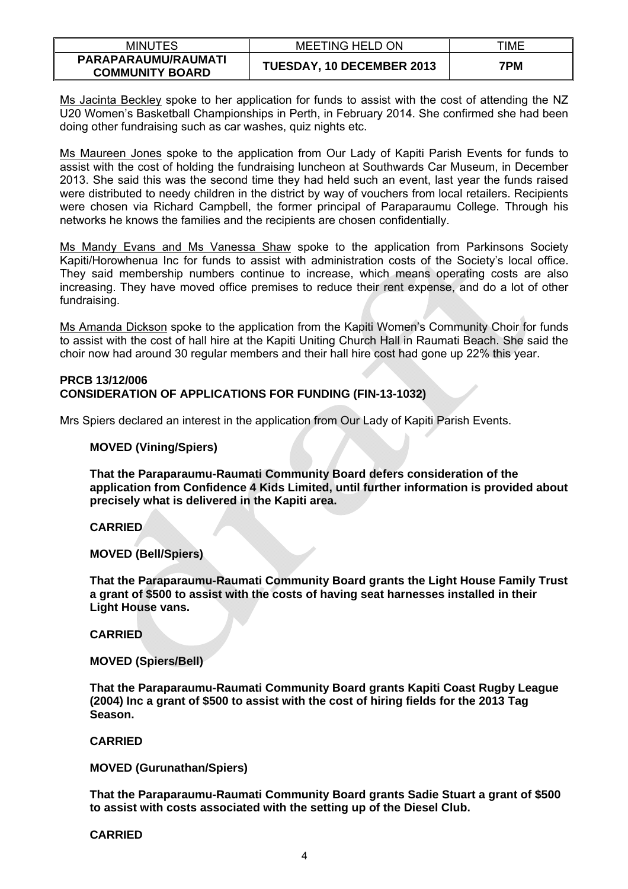Ms Jacinta Beckley spoke to her application for funds to assist with the cost of attending the NZ U20 Women's Basketball Championships in Perth, in February 2014. She confirmed she had been doing other fundraising such as car washes, quiz nights etc.

Ms Maureen Jones spoke to the application from Our Lady of Kapiti Parish Events for funds to assist with the cost of holding the fundraising luncheon at Southwards Car Museum, in December 2013. She said this was the second time they had held such an event, last year the funds raised were distributed to needy children in the district by way of vouchers from local retailers. Recipients were chosen via Richard Campbell, the former principal of Paraparaumu College. Through his networks he knows the families and the recipients are chosen confidentially.

Ms Mandy Evans and Ms Vanessa Shaw spoke to the application from Parkinsons Society Kapiti/Horowhenua Inc for funds to assist with administration costs of the Society's local office. They said membership numbers continue to increase, which means operating costs are also increasing. They have moved office premises to reduce their rent expense, and do a lot of other fundraising.

Ms Amanda Dickson spoke to the application from the Kapiti Women's Community Choir for funds to assist with the cost of hall hire at the Kapiti Uniting Church Hall in Raumati Beach. She said the choir now had around 30 regular members and their hall hire cost had gone up 22% this year.

**PRCB 13/12/006**
**CONSIDERATION OF APPLICATIONS FOR FUNDING (FIN-13-1032)**

Mrs Spiers declared an interest in the application from Our Lady of Kapiti Parish Events.

**MOVED (Vining/Spiers)**

**That the Paraparaumu-Raumati Community Board defers consideration of the application from Confidence 4 Kids Limited, until further information is provided about precisely what is delivered in the Kapiti area.**

**CARRIED**

**MOVED (Bell/Spiers)**

**That the Paraparaumu-Raumati Community Board grants the Light House Family Trust a grant of $500 to assist with the costs of having seat harnesses installed in their Light House vans.**

**CARRIED**

**MOVED (Spiers/Bell)**

**That the Paraparaumu-Raumati Community Board grants Kapiti Coast Rugby League (2004) Inc a grant of $500 to assist with the cost of hiring fields for the 2013 Tag Season.**

**CARRIED**

**MOVED (Gurunathan/Spiers)**

**That the Paraparaumu-Raumati Community Board grants Sadie Stuart a grant of $500 to assist with costs associated with the setting up of the Diesel Club.**

**CARRIED**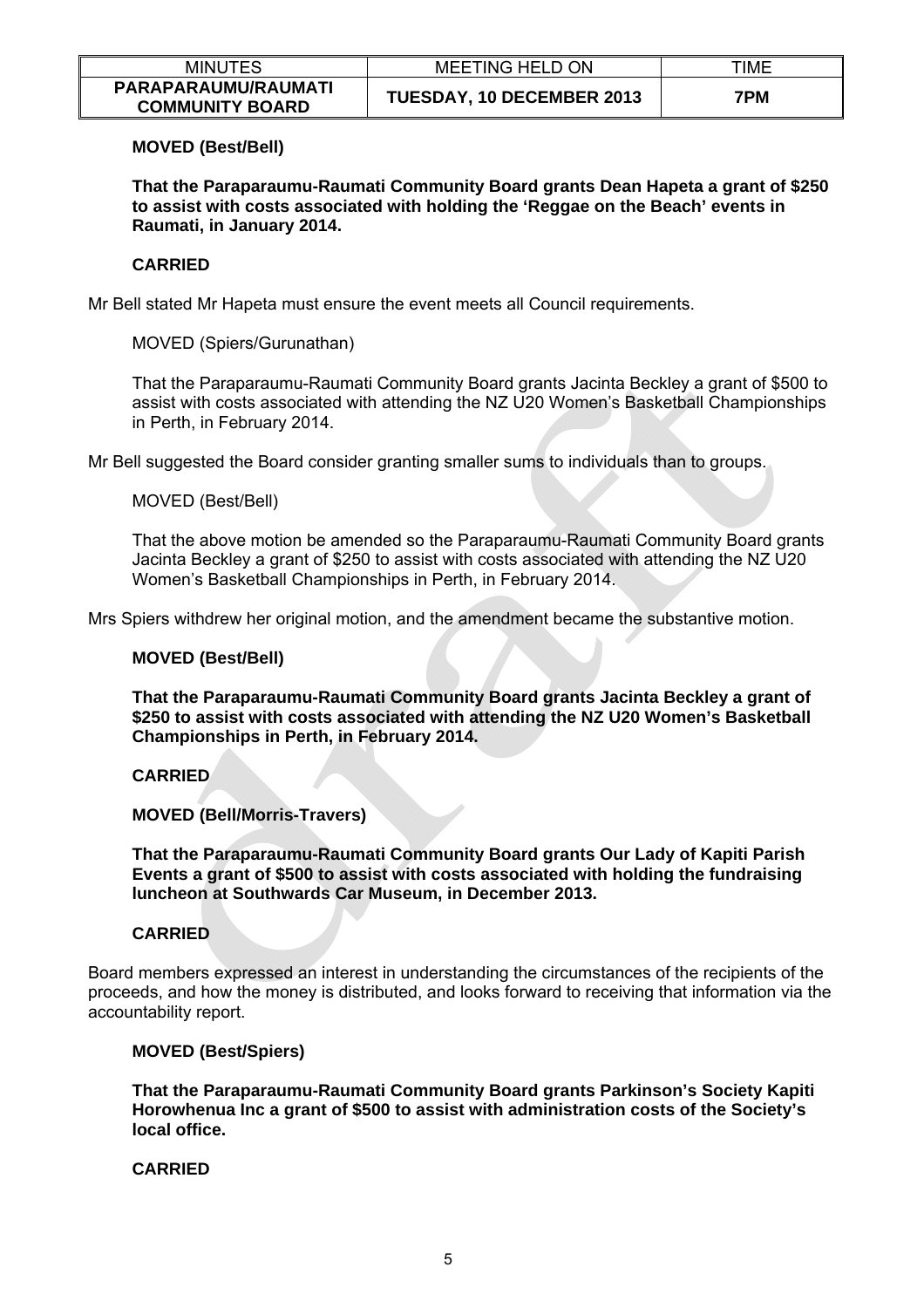**MOVED (Best/Bell)**

**That the Paraparaumu-Raumati Community Board grants Dean Hapeta a grant of $250 to assist with costs associated with holding the 'Reggae on the Beach' events in Raumati, in January 2014.**

**CARRIED**

Mr Bell stated Mr Hapeta must ensure the event meets all Council requirements.

MOVED (Spiers/Gurunathan)

That the Paraparaumu-Raumati Community Board grants Jacinta Beckley a grant of $500 to assist with costs associated with attending the NZ U20 Women's Basketball Championships in Perth, in February 2014.

Mr Bell suggested the Board consider granting smaller sums to individuals than to groups.

MOVED (Best/Bell)

That the above motion be amended so the Paraparaumu-Raumati Community Board grants Jacinta Beckley a grant of $250 to assist with costs associated with attending the NZ U20 Women's Basketball Championships in Perth, in February 2014.

Mrs Spiers withdrew her original motion, and the amendment became the substantive motion.

**MOVED (Best/Bell)**

**That the Paraparaumu-Raumati Community Board grants Jacinta Beckley a grant of $250 to assist with costs associated with attending the NZ U20 Women's Basketball Championships in Perth, in February 2014.**

**CARRIED**

**MOVED (Bell/Morris-Travers)**

**That the Paraparaumu-Raumati Community Board grants Our Lady of Kapiti Parish Events a grant of $500 to assist with costs associated with holding the fundraising luncheon at Southwards Car Museum, in December 2013.**

**CARRIED**

Board members expressed an interest in understanding the circumstances of the recipients of the proceeds, and how the money is distributed, and looks forward to receiving that information via the accountability report.

**MOVED (Best/Spiers)**

**That the Paraparaumu-Raumati Community Board grants Parkinson's Society Kapiti Horowhenua Inc a grant of $500 to assist with administration costs of the Society's local office.**

**CARRIED**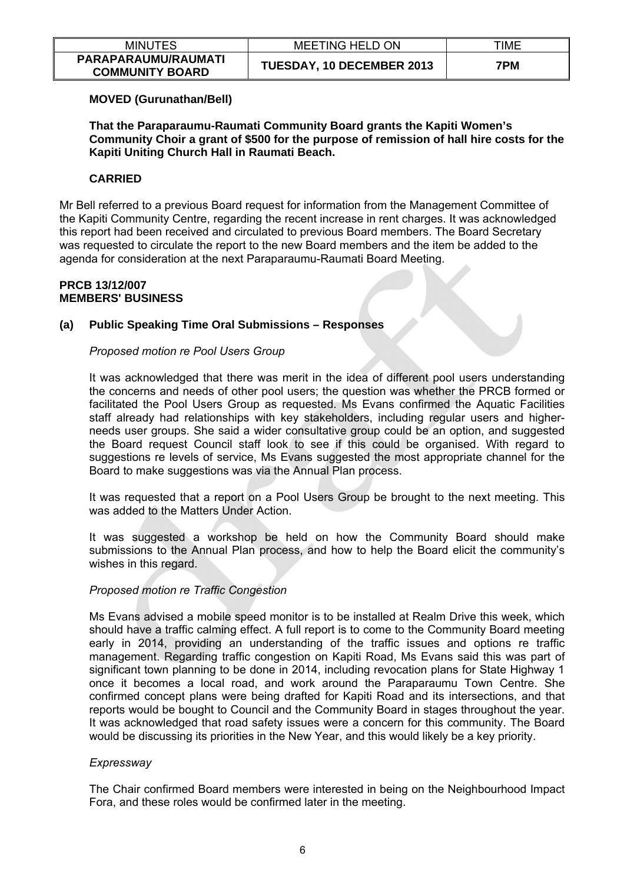**MOVED (Gurunathan/Bell)**

**That the Paraparaumu-Raumati Community Board grants the Kapiti Women's Community Choir a grant of \$500 for the purpose of remission of hall hire costs for the Kapiti Uniting Church Hall in Raumati Beach.**

**CARRIED**

Mr Bell referred to a previous Board request for information from the Management Committee of the Kapiti Community Centre, regarding the recent increase in rent charges. It was acknowledged this report had been received and circulated to previous Board members. The Board Secretary was requested to circulate the report to the new Board members and the item be added to the agenda for consideration at the next Paraparaumu-Raumati Board Meeting.

**PRCB 13/12/007**
**MEMBERS' BUSINESS**

**(a) Public Speaking Time Oral Submissions – Responses**

*Proposed motion re Pool Users Group*

It was acknowledged that there was merit in the idea of different pool users understanding the concerns and needs of other pool users; the question was whether the PRCB formed or facilitated the Pool Users Group as requested. Ms Evans confirmed the Aquatic Facilities staff already had relationships with key stakeholders, including regular users and higher-needs user groups. She said a wider consultative group could be an option, and suggested the Board request Council staff look to see if this could be organised. With regard to suggestions re levels of service, Ms Evans suggested the most appropriate channel for the Board to make suggestions was via the Annual Plan process.

It was requested that a report on a Pool Users Group be brought to the next meeting. This was added to the Matters Under Action.

It was suggested a workshop be held on how the Community Board should make submissions to the Annual Plan process, and how to help the Board elicit the community's wishes in this regard.

*Proposed motion re Traffic Congestion*

Ms Evans advised a mobile speed monitor is to be installed at Realm Drive this week, which should have a traffic calming effect. A full report is to come to the Community Board meeting early in 2014, providing an understanding of the traffic issues and options re traffic management. Regarding traffic congestion on Kapiti Road, Ms Evans said this was part of significant town planning to be done in 2014, including revocation plans for State Highway 1 once it becomes a local road, and work around the Paraparaumu Town Centre. She confirmed concept plans were being drafted for Kapiti Road and its intersections, and that reports would be bought to Council and the Community Board in stages throughout the year. It was acknowledged that road safety issues were a concern for this community. The Board would be discussing its priorities in the New Year, and this would likely be a key priority.

*Expressway*

The Chair confirmed Board members were interested in being on the Neighbourhood Impact Fora, and these roles would be confirmed later in the meeting.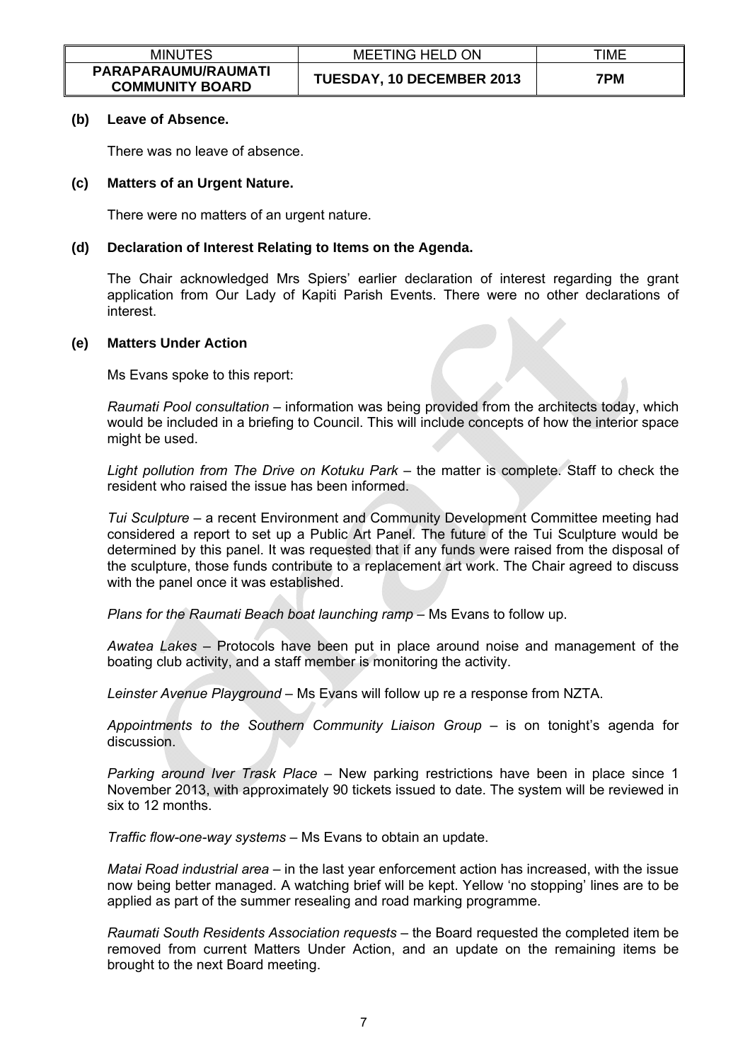### (b) Leave of Absence.

There was no leave of absence.

### (c) Matters of an Urgent Nature.

There were no matters of an urgent nature.

### (d) Declaration of Interest Relating to Items on the Agenda.

The Chair acknowledged Mrs Spiers' earlier declaration of interest regarding the grant application from Our Lady of Kapiti Parish Events. There were no other declarations of interest.

### (e) Matters Under Action

Ms Evans spoke to this report:

*Raumati Pool consultation* – information was being provided from the architects today, which would be included in a briefing to Council. This will include concepts of how the interior space might be used.

*Light pollution from The Drive on Kotuku Park* – the matter is complete. Staff to check the resident who raised the issue has been informed.

*Tui Sculpture* – a recent Environment and Community Development Committee meeting had considered a report to set up a Public Art Panel. The future of the Tui Sculpture would be determined by this panel. It was requested that if any funds were raised from the disposal of the sculpture, those funds contribute to a replacement art work. The Chair agreed to discuss with the panel once it was established.

*Plans for the Raumati Beach boat launching ramp* – Ms Evans to follow up.

*Awatea Lakes* – Protocols have been put in place around noise and management of the boating club activity, and a staff member is monitoring the activity.

*Leinster Avenue Playground* – Ms Evans will follow up re a response from NZTA.

*Appointments to the Southern Community Liaison Group* – is on tonight's agenda for discussion.

*Parking around Iver Trask Place* – New parking restrictions have been in place since 1 November 2013, with approximately 90 tickets issued to date. The system will be reviewed in six to 12 months.

*Traffic flow-one-way systems* – Ms Evans to obtain an update.

*Matai Road industrial area* – in the last year enforcement action has increased, with the issue now being better managed. A watching brief will be kept. Yellow 'no stopping' lines are to be applied as part of the summer resealing and road marking programme.

*Raumati South Residents Association requests* – the Board requested the completed item be removed from current Matters Under Action, and an update on the remaining items be brought to the next Board meeting.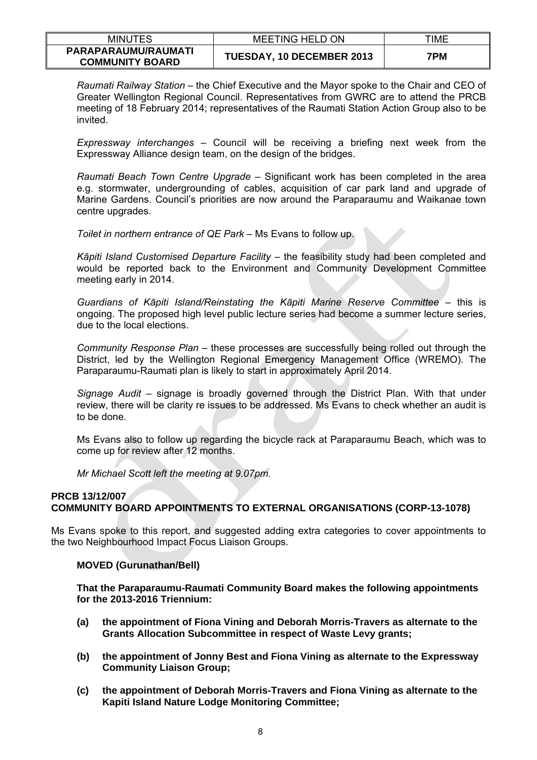*Raumati Railway Station* – the Chief Executive and the Mayor spoke to the Chair and CEO of Greater Wellington Regional Council. Representatives from GWRC are to attend the PRCB meeting of 18 February 2014; representatives of the Raumati Station Action Group also to be invited.

*Expressway interchanges* – Council will be receiving a briefing next week from the Expressway Alliance design team, on the design of the bridges.

*Raumati Beach Town Centre Upgrade* – Significant work has been completed in the area e.g. stormwater, undergrounding of cables, acquisition of car park land and upgrade of Marine Gardens. Council's priorities are now around the Paraparaumu and Waikanae town centre upgrades.

*Toilet in northern entrance of QE Park* – Ms Evans to follow up.

*Kāpiti Island Customised Departure Facility* – the feasibility study had been completed and would be reported back to the Environment and Community Development Committee meeting early in 2014.

*Guardians of Kāpiti Island/Reinstating the Kāpiti Marine Reserve Committee* – this is ongoing. The proposed high level public lecture series had become a summer lecture series, due to the local elections.

*Community Response Plan* – these processes are successfully being rolled out through the District, led by the Wellington Regional Emergency Management Office (WREMO). The Paraparaumu-Raumati plan is likely to start in approximately April 2014.

*Signage Audit* – signage is broadly governed through the District Plan. With that under review, there will be clarity re issues to be addressed. Ms Evans to check whether an audit is to be done.

Ms Evans also to follow up regarding the bicycle rack at Paraparaumu Beach, which was to come up for review after 12 months.

*Mr Michael Scott left the meeting at 9.07pm.*

**PRCB 13/12/007**
**COMMUNITY BOARD APPOINTMENTS TO EXTERNAL ORGANISATIONS (CORP-13-1078)**

Ms Evans spoke to this report, and suggested adding extra categories to cover appointments to the two Neighbourhood Impact Focus Liaison Groups.

**MOVED (Gurunathan/Bell)**

**That the Paraparaumu-Raumati Community Board makes the following appointments for the 2013-2016 Triennium:**

**(a) the appointment of Fiona Vining and Deborah Morris-Travers as alternate to the Grants Allocation Subcommittee in respect of Waste Levy grants;**

**(b) the appointment of Jonny Best and Fiona Vining as alternate to the Expressway Community Liaison Group;**

**(c) the appointment of Deborah Morris-Travers and Fiona Vining as alternate to the Kapiti Island Nature Lodge Monitoring Committee;**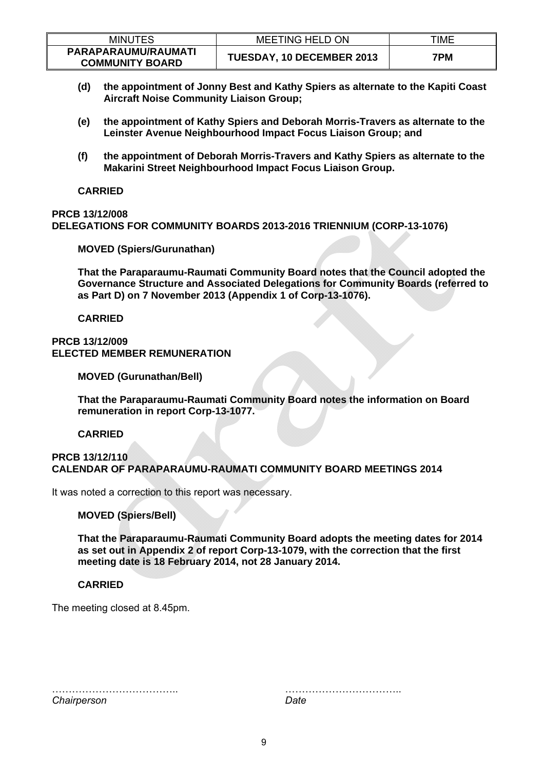**(d) the appointment of Jonny Best and Kathy Spiers as alternate to the Kapiti Coast Aircraft Noise Community Liaison Group;**

**(e) the appointment of Kathy Spiers and Deborah Morris-Travers as alternate to the Leinster Avenue Neighbourhood Impact Focus Liaison Group; and**

**(f) the appointment of Deborah Morris-Travers and Kathy Spiers as alternate to the Makarini Street Neighbourhood Impact Focus Liaison Group.**

**CARRIED**

**PRCB 13/12/008**
**DELEGATIONS FOR COMMUNITY BOARDS 2013-2016 TRIENNIUM (CORP-13-1076)**

**MOVED (Spiers/Gurunathan)**

**That the Paraparaumu-Raumati Community Board notes that the Council adopted the Governance Structure and Associated Delegations for Community Boards (referred to as Part D) on 7 November 2013 (Appendix 1 of Corp-13-1076).**

**CARRIED**

**PRCB 13/12/009**
**ELECTED MEMBER REMUNERATION**

**MOVED (Gurunathan/Bell)**

**That the Paraparaumu-Raumati Community Board notes the information on Board remuneration in report Corp-13-1077.**

**CARRIED**

**PRCB 13/12/110**
**CALENDAR OF PARAPARAUMU-RAUMATI COMMUNITY BOARD MEETINGS 2014**

It was noted a correction to this report was necessary.

**MOVED (Spiers/Bell)**

**That the Paraparaumu-Raumati Community Board adopts the meeting dates for 2014 as set out in Appendix 2 of report Corp-13-1079, with the correction that the first meeting date is 18 February 2014, not 28 January 2014.**

**CARRIED**

The meeting closed at 8.45pm.

……………………………….. ……………………………..
*Chairperson* *Date*